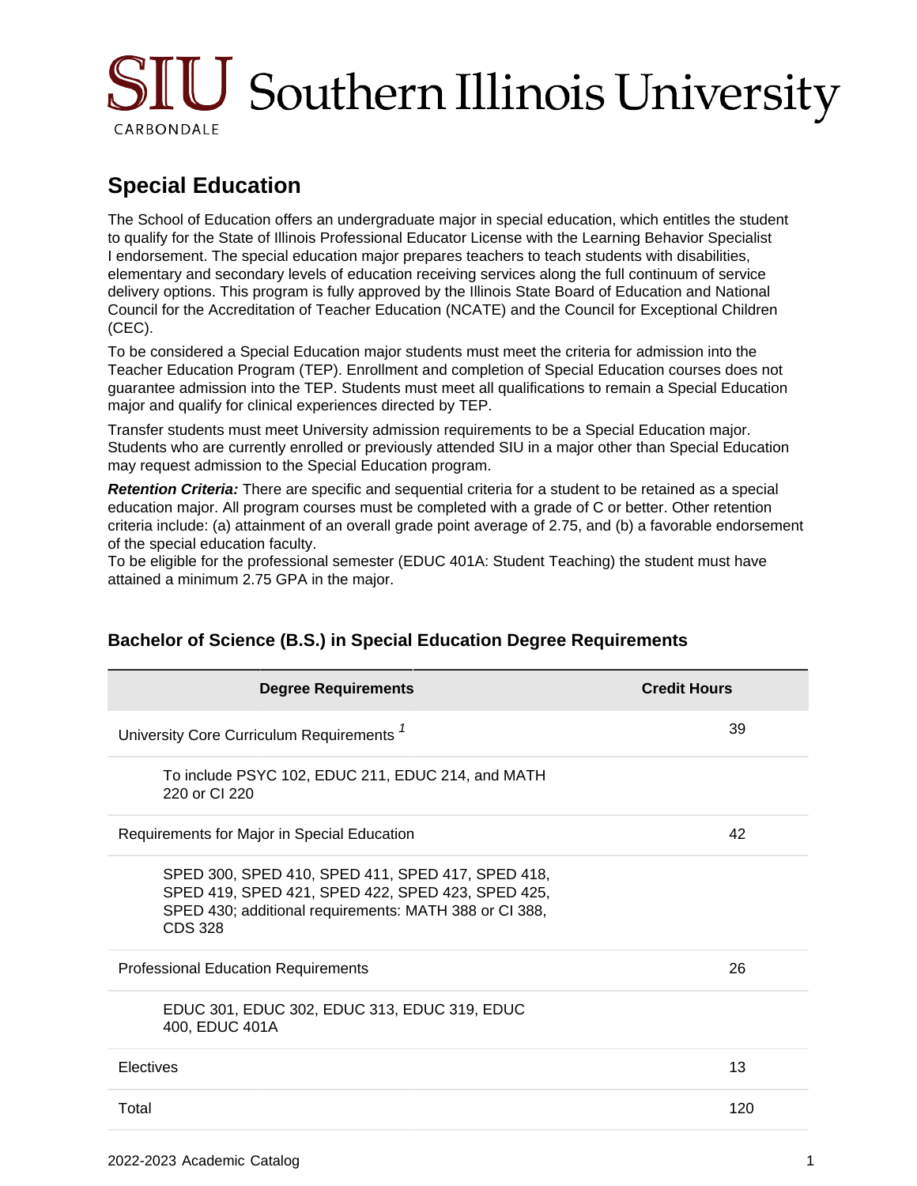# Special Education

The School of Education offers an undergraduate major in special education, which entitles the student to qualify for the State of Illinois Professional Educator License with the Learning Behavior Specialist I endorsement. The special education major prepares teachers to teach students with disabilities, elementary and secondary levels of education receiving services along the full continuum of service delivery options. This program is fully approved by the Illinois State Board of Education and National Council for the Accreditation of Teacher Education (NCATE) and the Council for Exceptional Children (CEC).

To be considered a Special Education major students must meet the criteria for admission into the Teacher Education Program (TEP). Enrollment and completion of Special Education courses does not guarantee admission into the TEP. Students must meet all qualifications to remain a Special Education major and qualify for clinical experiences directed by TEP.

Transfer students must meet University admission requirements to be a Special Education major. Students who are currently enrolled or previously attended SIU in a major other than Special Education may request admission to the Special Education program.

***Retention Criteria:*** There are specific and sequential criteria for a student to be retained as a special education major. All program courses must be completed with a grade of C or better. Other retention criteria include: (a) attainment of an overall grade point average of 2.75, and (b) a favorable endorsement of the special education faculty.
To be eligible for the professional semester (EDUC 401A: Student Teaching) the student must have attained a minimum 2.75 GPA in the major.

### Bachelor of Science (B.S.) in Special Education Degree Requirements

| Degree Requirements | Credit Hours |
| --- | --- |
| University Core Curriculum Requirements [1] | 39 |
| To include PSYC 102, EDUC 211, EDUC 214, and MATH 220 or CI 220 | |
| Requirements for Major in Special Education | 42 |
| SPED 300, SPED 410, SPED 411, SPED 417, SPED 418, SPED 419, SPED 421, SPED 422, SPED 423, SPED 425, SPED 430; additional requirements: MATH 388 or CI 388, CDS 328 | |
| Professional Education Requirements | 26 |
| EDUC 301, EDUC 302, EDUC 313, EDUC 319, EDUC 400, EDUC 401A | |
| Electives | 13 |
| Total | 120 |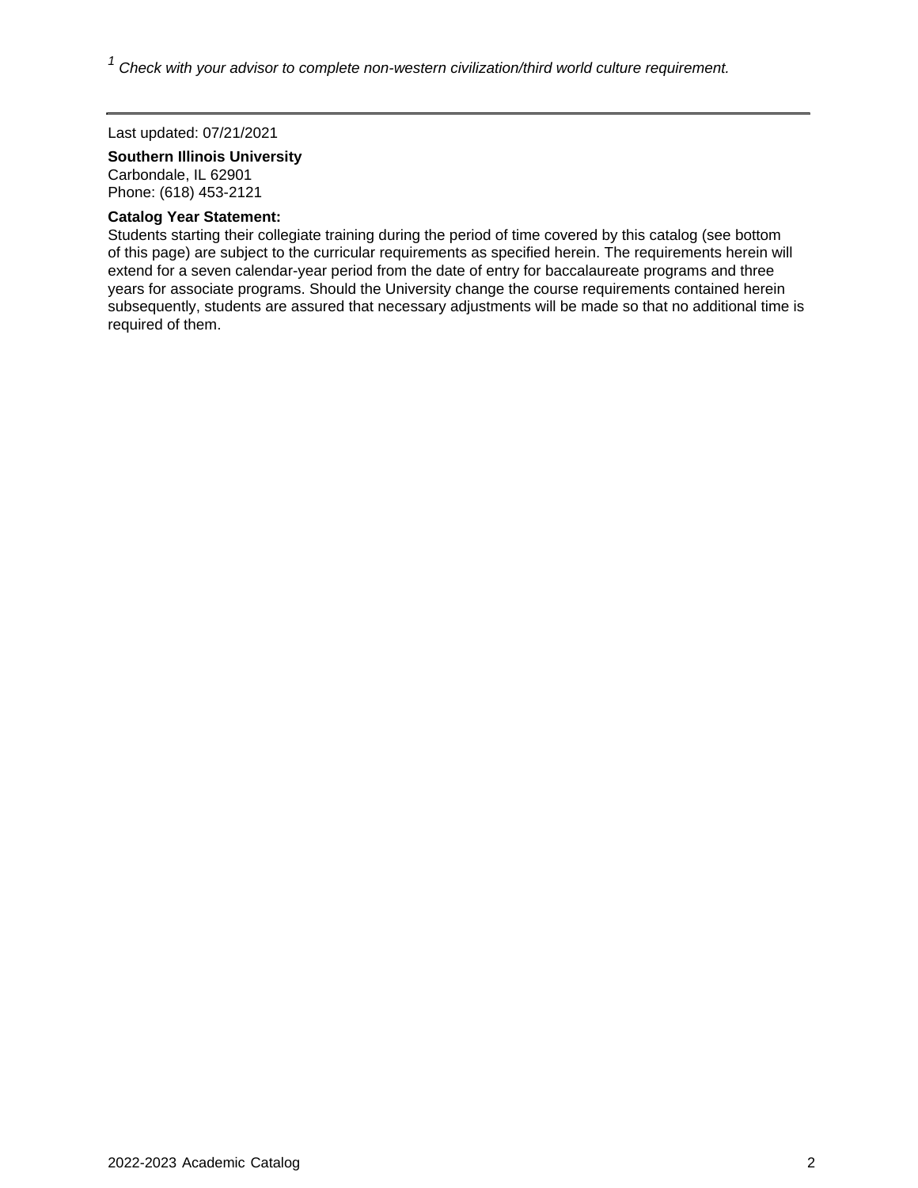[1] *Check with your advisor to complete non-western civilization/third world culture requirement.*

---

Last updated: 07/21/2021

**Southern Illinois University**
Carbondale, IL 62901
Phone: (618) 453-2121

**Catalog Year Statement:**
Students starting their collegiate training during the period of time covered by this catalog (see bottom of this page) are subject to the curricular requirements as specified herein. The requirements herein will extend for a seven calendar-year period from the date of entry for baccalaureate programs and three years for associate programs. Should the University change the course requirements contained herein subsequently, students are assured that necessary adjustments will be made so that no additional time is required of them.

2022-2023 Academic Catalog